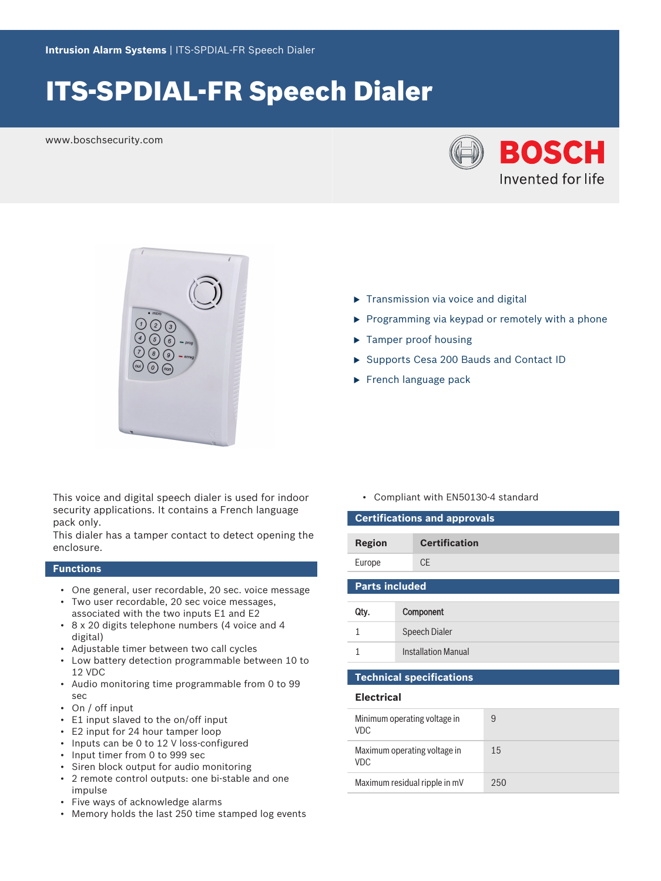Intrusion Alarm Systems | ITS-SPDIAL-FR Speech Dialer

# ITS-SPDIAL-FR Speech Dialer

www.boschsecurity.com

BOSCH Invented for life

- Transmission via voice and digital
- Programming via keypad or remotely with a phone
- Tamper proof housing
- Supports Cesa 200 Bauds and Contact ID
- French language pack

This voice and digital speech dialer is used for indoor security applications. It contains a French language pack only.
This dialer has a tamper contact to detect opening the enclosure.

## Functions

- One general, user recordable, 20 sec. voice message
- Two user recordable, 20 sec voice messages, associated with the two inputs E1 and E2
- 8 x 20 digits telephone numbers (4 voice and 4 digital)
- Adjustable timer between two call cycles
- Low battery detection programmable between 10 to 12 VDC
- Audio monitoring time programmable from 0 to 99 sec
- On / off input
- E1 input slaved to the on/off input
- E2 input for 24 hour tamper loop
- Inputs can be 0 to 12 V loss-configured
- Input timer from 0 to 999 sec
- Siren block output for audio monitoring
- 2 remote control outputs: one bi-stable and one impulse
- Five ways of acknowledge alarms
- Memory holds the last 250 time stamped log events
- Compliant with EN50130-4 standard

## Certifications and approvals

| Region | Certification |
| --- | --- |
| Europe | CE |

## Parts included

| Qty. | Component |
| --- | --- |
| 1 | Speech Dialer |
| 1 | Installation Manual |

## Technical specifications

### Electrical

| | |
| --- | --- |
| Minimum operating voltage in VDC | 9 |
| Maximum operating voltage in VDC | 15 |
| Maximum residual ripple in mV | 250 |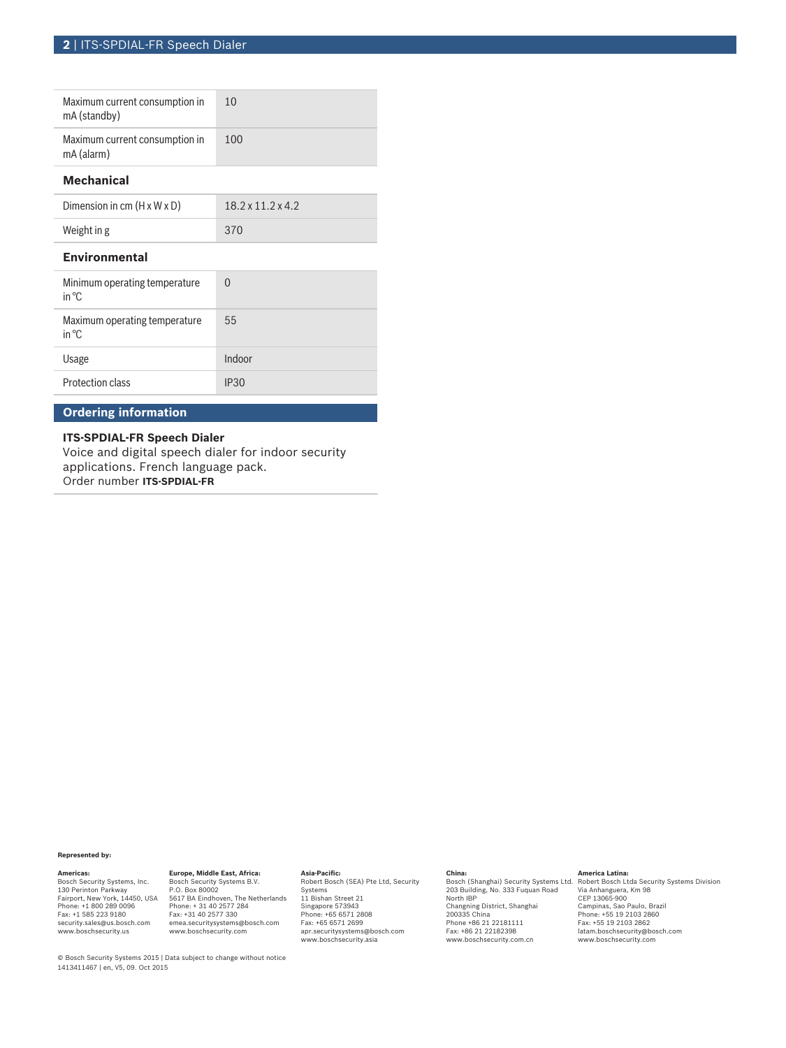| | |
|---|---|
| Maximum current consumption in mA (standby) | 10 |
| Maximum current consumption in mA (alarm) | 100 |

### Mechanical

| | |
|---|---|
| Dimension in cm (H x W x D) | 18.2 x 11.2 x 4.2 |
| Weight in g | 370 |

### Environmental

| | |
|---|---|
| Minimum operating temperature in °C | 0 |
| Maximum operating temperature in °C | 55 |
| Usage | Indoor |
| Protection class | IP30 |

## Ordering information

**ITS-SPDIAL-FR Speech Dialer**
Voice and digital speech dialer for indoor security applications. French language pack.
Order number **ITS-SPDIAL-FR**

**Represented by:**

**Americas:**
Bosch Security Systems, Inc.
130 Perinton Parkway
Fairport, New York, 14450, USA
Phone: +1 800 289 0096
Fax: +1 585 223 9180
security.sales@us.bosch.com
www.boschsecurity.us

**Europe, Middle East, Africa:**
Bosch Security Systems B.V.
P.O. Box 80002
5617 BA Eindhoven, The Netherlands
Phone: + 31 40 2577 284
Fax: +31 40 2577 330
emea.securitysystems@bosch.com
www.boschsecurity.com

**Asia-Pacific:**
Robert Bosch (SEA) Pte Ltd, Security Systems
11 Bishan Street 21
Singapore 573943
Phone: +65 6571 2808
Fax: +65 6571 2699
apr.securitysystems@bosch.com
www.boschsecurity.asia

**China:**
Bosch (Shanghai) Security Systems Ltd.
203 Building, No. 333 Fuquan Road
North IBP
Changning District, Shanghai
200335 China
Phone +86 21 22181111
Fax: +86 21 22182398
www.boschsecurity.com.cn

**America Latina:**
Robert Bosch Ltda Security Systems Division
Via Anhanguera, Km 98
CEP 13065-900
Campinas, Sao Paulo, Brazil
Phone: +55 19 2103 2860
Fax: +55 19 2103 2862
latam.boschsecurity@bosch.com
www.boschsecurity.com

© Bosch Security Systems 2015 | Data subject to change without notice
1413411467 | en, V5, 09. Oct 2015